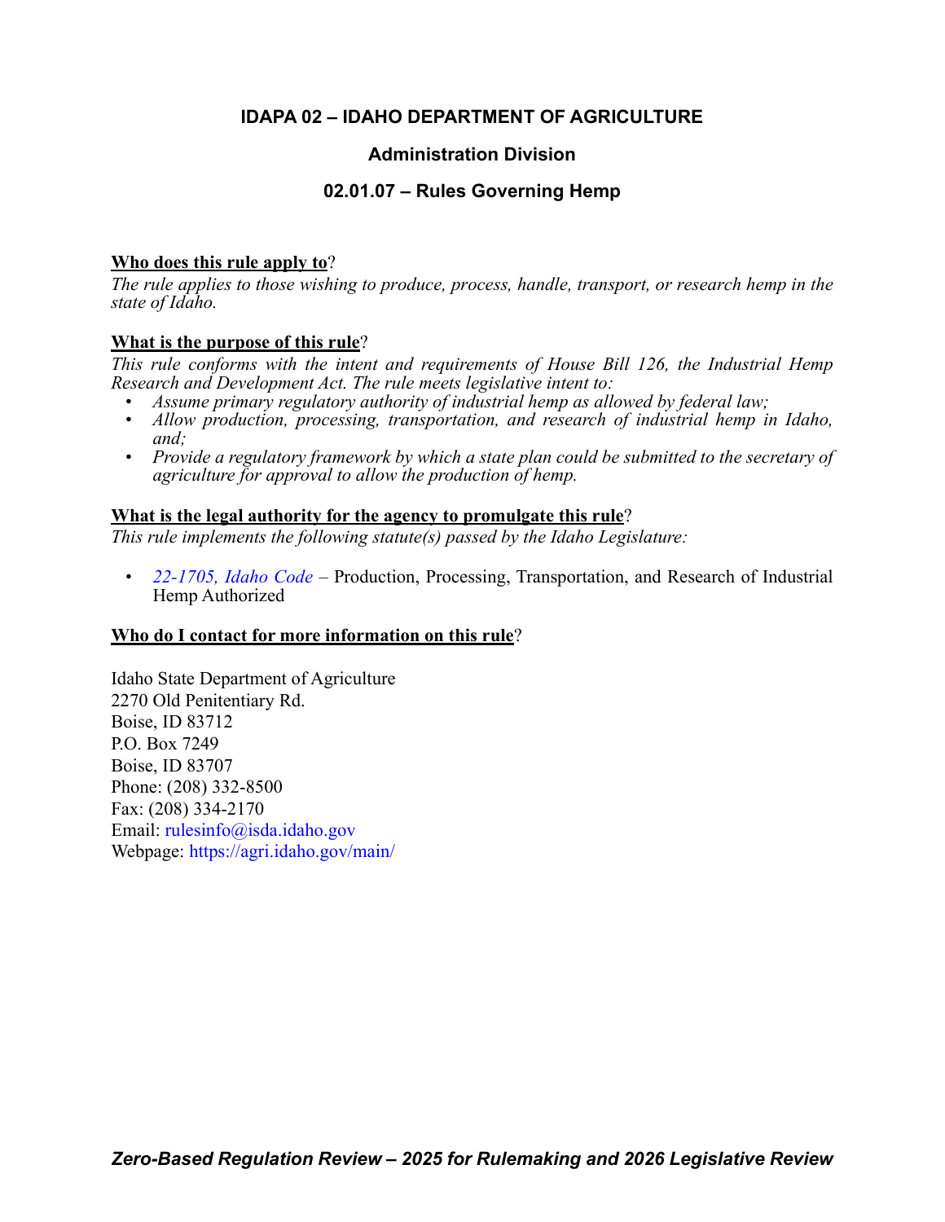# IDAPA 02 – IDAHO DEPARTMENT OF AGRICULTURE

## Administration Division

## 02.01.07 – Rules Governing Hemp

**<u>Who does this rule apply to</u>**?
*The rule applies to those wishing to produce, process, handle, transport, or research hemp in the state of Idaho.*

**<u>What is the purpose of this rule</u>**?
*This rule conforms with the intent and requirements of House Bill 126, the Industrial Hemp Research and Development Act. The rule meets legislative intent to:*

- *Assume primary regulatory authority of industrial hemp as allowed by federal law;*
- *Allow production, processing, transportation, and research of industrial hemp in Idaho, and;*
- *Provide a regulatory framework by which a state plan could be submitted to the secretary of agriculture for approval to allow the production of hemp.*

**<u>What is the legal authority for the agency to promulgate this rule</u>**?
*This rule implements the following statute(s) passed by the Idaho Legislature:*

- *22-1705, Idaho Code* – Production, Processing, Transportation, and Research of Industrial Hemp Authorized

**<u>Who do I contact for more information on this rule</u>**?

Idaho State Department of Agriculture
2270 Old Penitentiary Rd.
Boise, ID 83712
P.O. Box 7249
Boise, ID 83707
Phone: (208) 332-8500
Fax: (208) 334-2170
Email: rulesinfo@isda.idaho.gov
Webpage: https://agri.idaho.gov/main/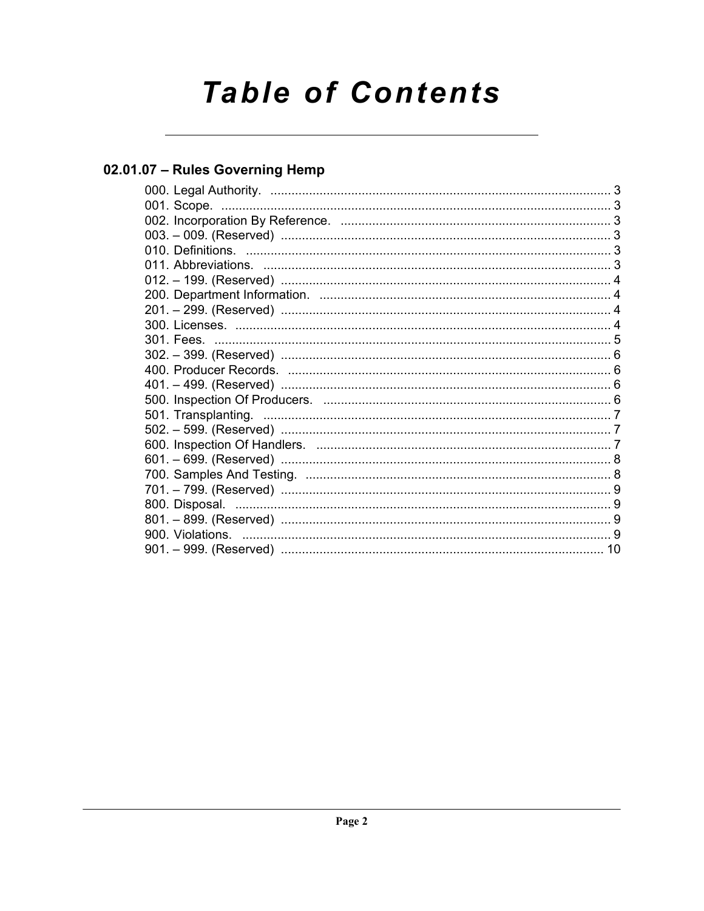# Table of Contents

## 02.01.07 – Rules Governing Hemp

| Section | Page |
|---|---|
| 000. Legal Authority. | 3 |
| 001. Scope. | 3 |
| 002. Incorporation By Reference. | 3 |
| 003. – 009. (Reserved) | 3 |
| 010. Definitions. | 3 |
| 011. Abbreviations. | 3 |
| 012. – 199. (Reserved) | 4 |
| 200. Department Information. | 4 |
| 201. – 299. (Reserved) | 4 |
| 300. Licenses. | 4 |
| 301. Fees. | 5 |
| 302. – 399. (Reserved) | 6 |
| 400. Producer Records. | 6 |
| 401. – 499. (Reserved) | 6 |
| 500. Inspection Of Producers. | 6 |
| 501. Transplanting. | 7 |
| 502. – 599. (Reserved) | 7 |
| 600. Inspection Of Handlers. | 7 |
| 601. – 699. (Reserved) | 8 |
| 700. Samples And Testing. | 8 |
| 701. – 799. (Reserved) | 9 |
| 800. Disposal. | 9 |
| 801. – 899. (Reserved) | 9 |
| 900. Violations. | 9 |
| 901. – 999. (Reserved) | 10 |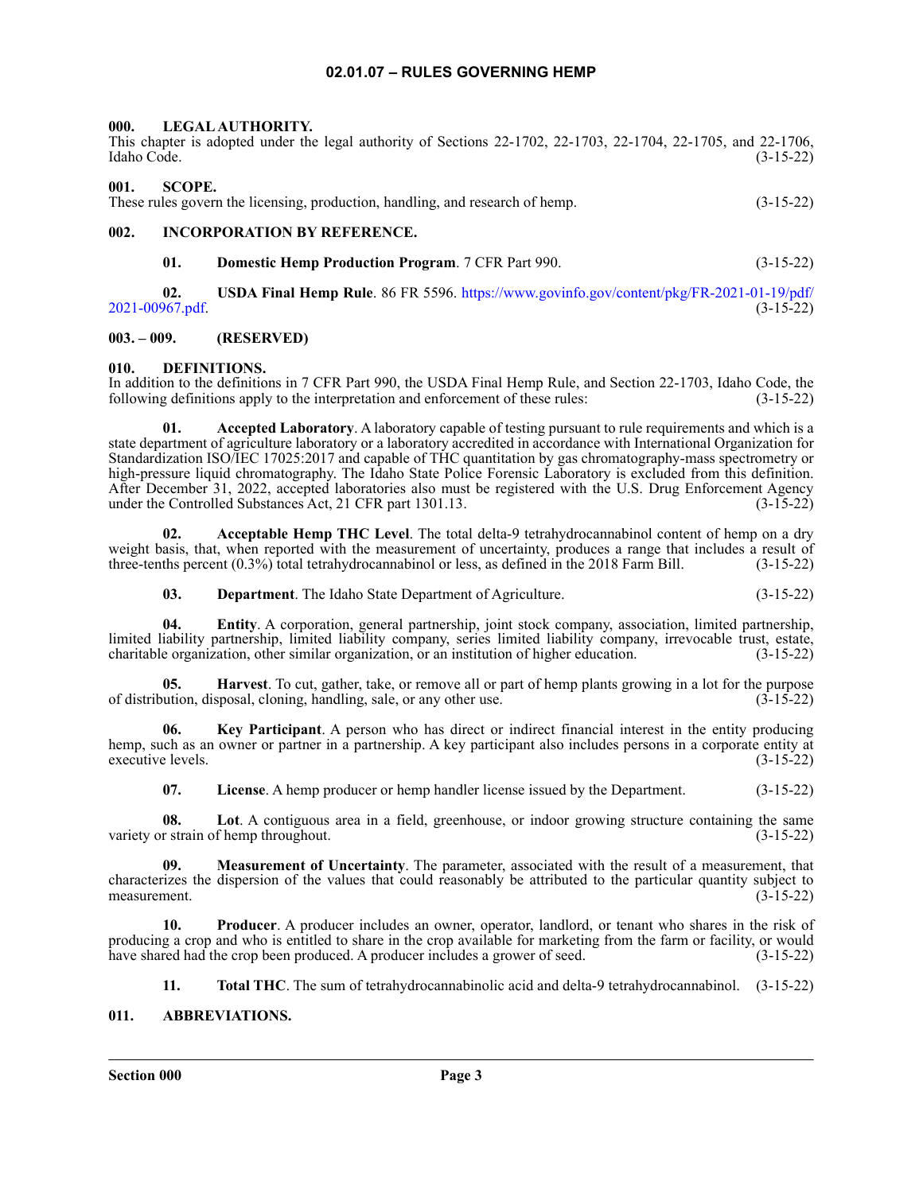# 02.01.07 – RULES GOVERNING HEMP

## 000. LEGAL AUTHORITY.

This chapter is adopted under the legal authority of Sections 22-1702, 22-1703, 22-1704, 22-1705, and 22-1706, Idaho Code. (3-15-22)

## 001. SCOPE.

These rules govern the licensing, production, handling, and research of hemp. (3-15-22)

## 002. INCORPORATION BY REFERENCE.

**01. Domestic Hemp Production Program**. 7 CFR Part 990. (3-15-22)

**02. USDA Final Hemp Rule**. 86 FR 5596. https://www.govinfo.gov/content/pkg/FR-2021-01-19/pdf/2021-00967.pdf. (3-15-22)

## 003. – 009. (RESERVED)

## 010. DEFINITIONS.

In addition to the definitions in 7 CFR Part 990, the USDA Final Hemp Rule, and Section 22-1703, Idaho Code, the following definitions apply to the interpretation and enforcement of these rules: (3-15-22)

**01. Accepted Laboratory**. A laboratory capable of testing pursuant to rule requirements and which is a state department of agriculture laboratory or a laboratory accredited in accordance with International Organization for Standardization ISO/IEC 17025:2017 and capable of THC quantitation by gas chromatography-mass spectrometry or high-pressure liquid chromatography. The Idaho State Police Forensic Laboratory is excluded from this definition. After December 31, 2022, accepted laboratories also must be registered with the U.S. Drug Enforcement Agency under the Controlled Substances Act, 21 CFR part 1301.13. (3-15-22)

**02. Acceptable Hemp THC Level**. The total delta-9 tetrahydrocannabinol content of hemp on a dry weight basis, that, when reported with the measurement of uncertainty, produces a range that includes a result of three-tenths percent (0.3%) total tetrahydrocannabinol or less, as defined in the 2018 Farm Bill. (3-15-22)

**03. Department**. The Idaho State Department of Agriculture. (3-15-22)

**04. Entity**. A corporation, general partnership, joint stock company, association, limited partnership, limited liability partnership, limited liability company, series limited liability company, irrevocable trust, estate, charitable organization, other similar organization, or an institution of higher education. (3-15-22)

**05. Harvest**. To cut, gather, take, or remove all or part of hemp plants growing in a lot for the purpose of distribution, disposal, cloning, handling, sale, or any other use. (3-15-22)

**06. Key Participant**. A person who has direct or indirect financial interest in the entity producing hemp, such as an owner or partner in a partnership. A key participant also includes persons in a corporate entity at executive levels. (3-15-22)

**07. License**. A hemp producer or hemp handler license issued by the Department. (3-15-22)

**08. Lot**. A contiguous area in a field, greenhouse, or indoor growing structure containing the same variety or strain of hemp throughout. (3-15-22)

**09. Measurement of Uncertainty**. The parameter, associated with the result of a measurement, that characterizes the dispersion of the values that could reasonably be attributed to the particular quantity subject to measurement. (3-15-22)

**10. Producer**. A producer includes an owner, operator, landlord, or tenant who shares in the risk of producing a crop and who is entitled to share in the crop available for marketing from the farm or facility, or would have shared had the crop been produced. A producer includes a grower of seed. (3-15-22)

**11. Total THC**. The sum of tetrahydrocannabinolic acid and delta-9 tetrahydrocannabinol. (3-15-22)

## 011. ABBREVIATIONS.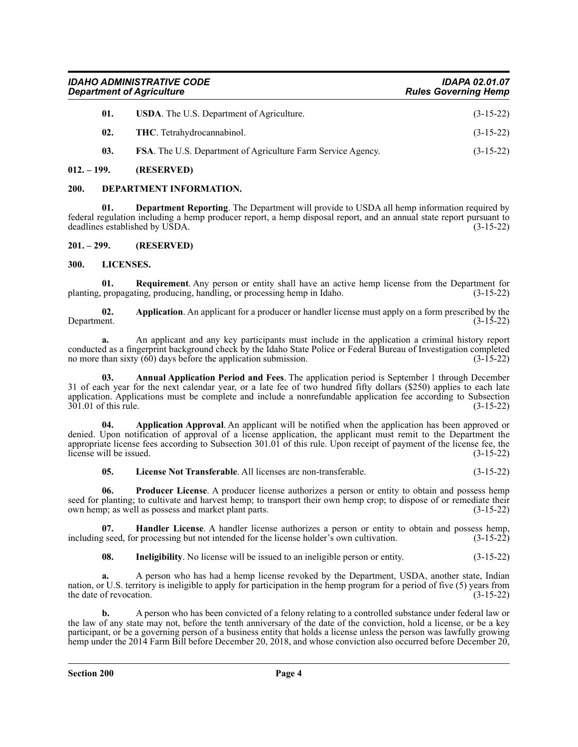**01. USDA**. The U.S. Department of Agriculture. (3-15-22)

**02. THC**. Tetrahydrocannabinol. (3-15-22)

**03. FSA**. The U.S. Department of Agriculture Farm Service Agency. (3-15-22)

## 012. – 199. (RESERVED)

## 200. DEPARTMENT INFORMATION.

**01. Department Reporting**. The Department will provide to USDA all hemp information required by federal regulation including a hemp producer report, a hemp disposal report, and an annual state report pursuant to deadlines established by USDA. (3-15-22)

## 201. – 299. (RESERVED)

## 300. LICENSES.

**01. Requirement**. Any person or entity shall have an active hemp license from the Department for planting, propagating, producing, handling, or processing hemp in Idaho. (3-15-22)

**02. Application**. An applicant for a producer or handler license must apply on a form prescribed by the Department. (3-15-22)

**a.** An applicant and any key participants must include in the application a criminal history report conducted as a fingerprint background check by the Idaho State Police or Federal Bureau of Investigation completed no more than sixty (60) days before the application submission. (3-15-22)

**03. Annual Application Period and Fees**. The application period is September 1 through December 31 of each year for the next calendar year, or a late fee of two hundred fifty dollars ($250) applies to each late application. Applications must be complete and include a nonrefundable application fee according to Subsection 301.01 of this rule. (3-15-22)

**04. Application Approval**. An applicant will be notified when the application has been approved or denied. Upon notification of approval of a license application, the applicant must remit to the Department the appropriate license fees according to Subsection 301.01 of this rule. Upon receipt of payment of the license fee, the license will be issued. (3-15-22)

**05. License Not Transferable**. All licenses are non-transferable. (3-15-22)

**06. Producer License**. A producer license authorizes a person or entity to obtain and possess hemp seed for planting; to cultivate and harvest hemp; to transport their own hemp crop; to dispose of or remediate their own hemp; as well as possess and market plant parts. (3-15-22)

**07. Handler License**. A handler license authorizes a person or entity to obtain and possess hemp, including seed, for processing but not intended for the license holder's own cultivation. (3-15-22)

**08. Ineligibility**. No license will be issued to an ineligible person or entity. (3-15-22)

**a.** A person who has had a hemp license revoked by the Department, USDA, another state, Indian nation, or U.S. territory is ineligible to apply for participation in the hemp program for a period of five (5) years from the date of revocation. (3-15-22)

**b.** A person who has been convicted of a felony relating to a controlled substance under federal law or the law of any state may not, before the tenth anniversary of the date of the conviction, hold a license, or be a key participant, or be a governing person of a business entity that holds a license unless the person was lawfully growing hemp under the 2014 Farm Bill before December 20, 2018, and whose conviction also occurred before December 20,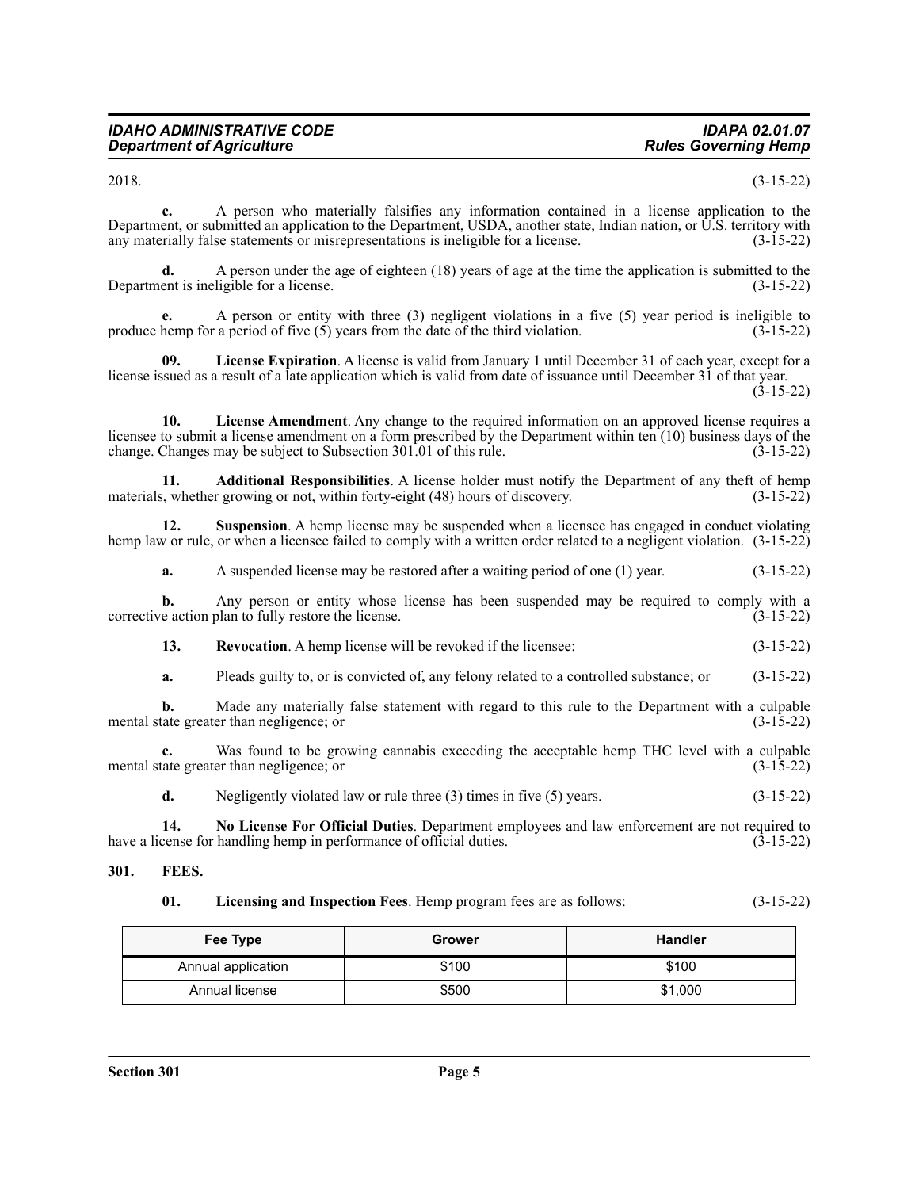2018. (3-15-22)

**c.** A person who materially falsifies any information contained in a license application to the Department, or submitted an application to the Department, USDA, another state, Indian nation, or U.S. territory with any materially false statements or misrepresentations is ineligible for a license. (3-15-22)

**d.** A person under the age of eighteen (18) years of age at the time the application is submitted to the Department is ineligible for a license. (3-15-22)

**e.** A person or entity with three (3) negligent violations in a five (5) year period is ineligible to produce hemp for a period of five (5) years from the date of the third violation. (3-15-22)

**09. License Expiration**. A license is valid from January 1 until December 31 of each year, except for a license issued as a result of a late application which is valid from date of issuance until December 31 of that year. (3-15-22)

**10. License Amendment**. Any change to the required information on an approved license requires a licensee to submit a license amendment on a form prescribed by the Department within ten (10) business days of the change. Changes may be subject to Subsection 301.01 of this rule. (3-15-22)

**11. Additional Responsibilities**. A license holder must notify the Department of any theft of hemp materials, whether growing or not, within forty-eight (48) hours of discovery. (3-15-22)

**12. Suspension**. A hemp license may be suspended when a licensee has engaged in conduct violating hemp law or rule, or when a licensee failed to comply with a written order related to a negligent violation. (3-15-22)

**a.** A suspended license may be restored after a waiting period of one (1) year. (3-15-22)

**b.** Any person or entity whose license has been suspended may be required to comply with a corrective action plan to fully restore the license. (3-15-22)

**13. Revocation**. A hemp license will be revoked if the licensee: (3-15-22)

**a.** Pleads guilty to, or is convicted of, any felony related to a controlled substance; or (3-15-22)

**b.** Made any materially false statement with regard to this rule to the Department with a culpable mental state greater than negligence; or (3-15-22)

**c.** Was found to be growing cannabis exceeding the acceptable hemp THC level with a culpable mental state greater than negligence; or (3-15-22)

**d.** Negligently violated law or rule three (3) times in five (5) years. (3-15-22)

**14. No License For Official Duties**. Department employees and law enforcement are not required to have a license for handling hemp in performance of official duties. (3-15-22)

## 301. FEES.

**01. Licensing and Inspection Fees**. Hemp program fees are as follows: (3-15-22)

| Fee Type | Grower | Handler |
|---|---|---|
| Annual application | $100 | $100 |
| Annual license | $500 | $1,000 |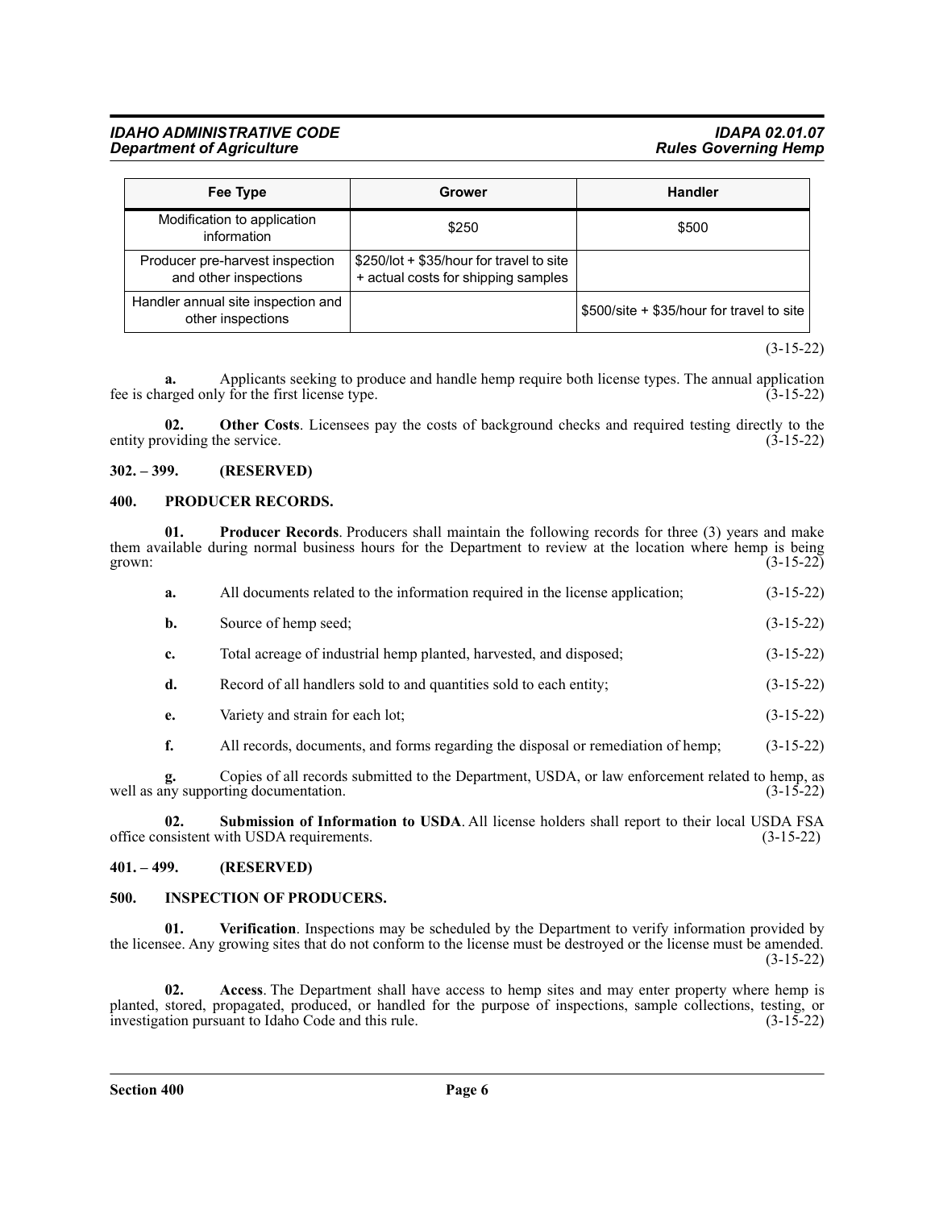| Fee Type | Grower | Handler |
|---|---|---|
| Modification to application information | $250 | $500 |
| Producer pre-harvest inspection and other inspections | $250/lot + $35/hour for travel to site + actual costs for shipping samples | |
| Handler annual site inspection and other inspections | | $500/site + $35/hour for travel to site |

(3-15-22)

**a.** Applicants seeking to produce and handle hemp require both license types. The annual application fee is charged only for the first license type. (3-15-22)

**02. Other Costs**. Licensees pay the costs of background checks and required testing directly to the entity providing the service. (3-15-22)

## 302. – 399. (RESERVED)

## 400. PRODUCER RECORDS.

**01. Producer Records**. Producers shall maintain the following records for three (3) years and make them available during normal business hours for the Department to review at the location where hemp is being grown: (3-15-22)

**a.** All documents related to the information required in the license application; (3-15-22)

**b.** Source of hemp seed; (3-15-22)

**c.** Total acreage of industrial hemp planted, harvested, and disposed; (3-15-22)

**d.** Record of all handlers sold to and quantities sold to each entity; (3-15-22)

**e.** Variety and strain for each lot; (3-15-22)

**f.** All records, documents, and forms regarding the disposal or remediation of hemp; (3-15-22)

**g.** Copies of all records submitted to the Department, USDA, or law enforcement related to hemp, as well as any supporting documentation. (3-15-22)

**02. Submission of Information to USDA**. All license holders shall report to their local USDA FSA office consistent with USDA requirements. (3-15-22)

## 401. – 499. (RESERVED)

## 500. INSPECTION OF PRODUCERS.

**01. Verification**. Inspections may be scheduled by the Department to verify information provided by the licensee. Any growing sites that do not conform to the license must be destroyed or the license must be amended. (3-15-22)

**02. Access**. The Department shall have access to hemp sites and may enter property where hemp is planted, stored, propagated, produced, or handled for the purpose of inspections, sample collections, testing, or investigation pursuant to Idaho Code and this rule. (3-15-22)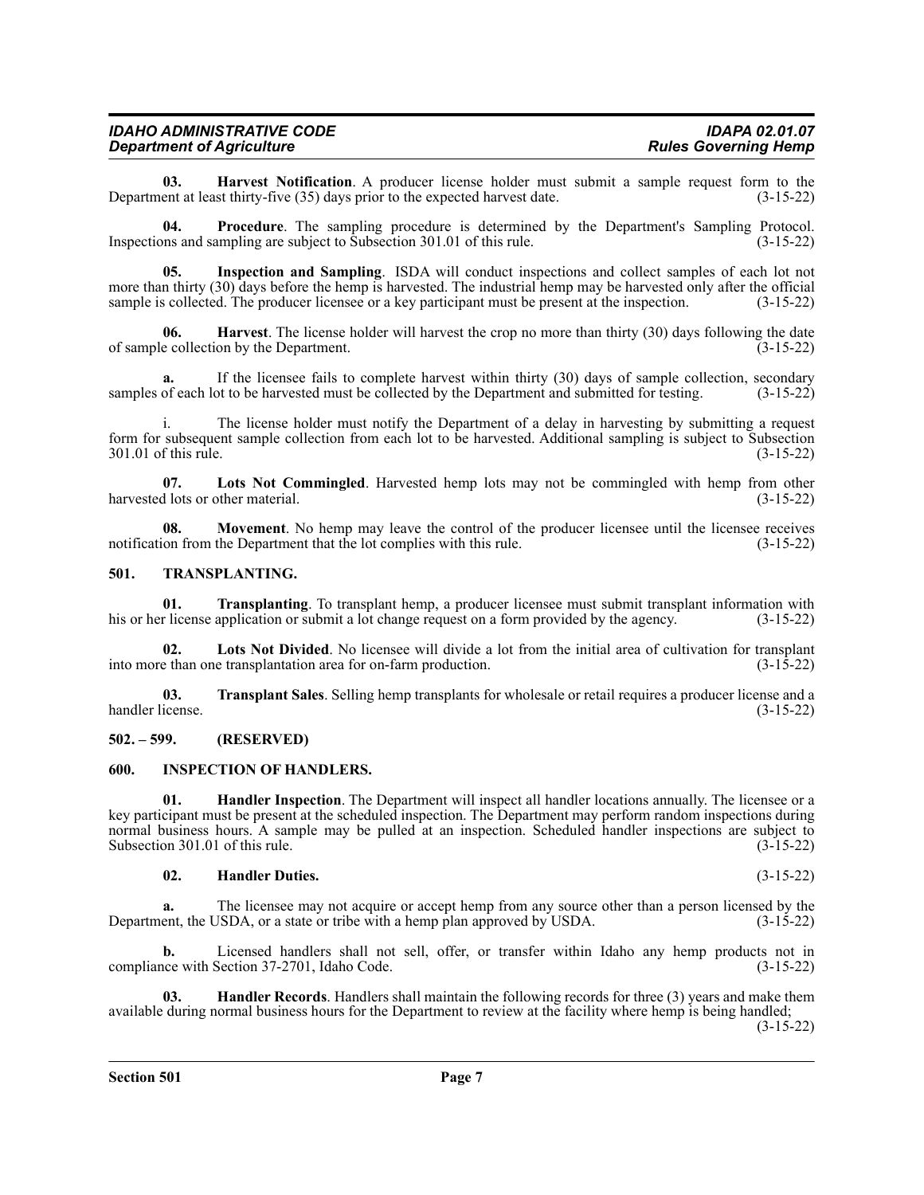**03. Harvest Notification**. A producer license holder must submit a sample request form to the Department at least thirty-five (35) days prior to the expected harvest date. (3-15-22)

**04. Procedure**. The sampling procedure is determined by the Department's Sampling Protocol. Inspections and sampling are subject to Subsection 301.01 of this rule. (3-15-22)

**05. Inspection and Sampling**. ISDA will conduct inspections and collect samples of each lot not more than thirty (30) days before the hemp is harvested. The industrial hemp may be harvested only after the official sample is collected. The producer licensee or a key participant must be present at the inspection. (3-15-22)

**06. Harvest**. The license holder will harvest the crop no more than thirty (30) days following the date of sample collection by the Department. (3-15-22)

**a.** If the licensee fails to complete harvest within thirty (30) days of sample collection, secondary samples of each lot to be harvested must be collected by the Department and submitted for testing. (3-15-22)

i. The license holder must notify the Department of a delay in harvesting by submitting a request form for subsequent sample collection from each lot to be harvested. Additional sampling is subject to Subsection 301.01 of this rule. (3-15-22)

**07. Lots Not Commingled**. Harvested hemp lots may not be commingled with hemp from other harvested lots or other material. (3-15-22)

**08. Movement**. No hemp may leave the control of the producer licensee until the licensee receives notification from the Department that the lot complies with this rule. (3-15-22)

## 501. TRANSPLANTING.

**01. Transplanting**. To transplant hemp, a producer licensee must submit transplant information with his or her license application or submit a lot change request on a form provided by the agency. (3-15-22)

**02. Lots Not Divided**. No licensee will divide a lot from the initial area of cultivation for transplant into more than one transplantation area for on-farm production. (3-15-22)

**03. Transplant Sales**. Selling hemp transplants for wholesale or retail requires a producer license and a handler license. (3-15-22)

## 502. – 599. (RESERVED)

## 600. INSPECTION OF HANDLERS.

**01. Handler Inspection**. The Department will inspect all handler locations annually. The licensee or a key participant must be present at the scheduled inspection. The Department may perform random inspections during normal business hours. A sample may be pulled at an inspection. Scheduled handler inspections are subject to Subsection 301.01 of this rule. (3-15-22)

**02. Handler Duties.** (3-15-22)

**a.** The licensee may not acquire or accept hemp from any source other than a person licensed by the Department, the USDA, or a state or tribe with a hemp plan approved by USDA. (3-15-22)

**b.** Licensed handlers shall not sell, offer, or transfer within Idaho any hemp products not in compliance with Section 37-2701, Idaho Code. (3-15-22)

**03. Handler Records**. Handlers shall maintain the following records for three (3) years and make them available during normal business hours for the Department to review at the facility where hemp is being handled; (3-15-22)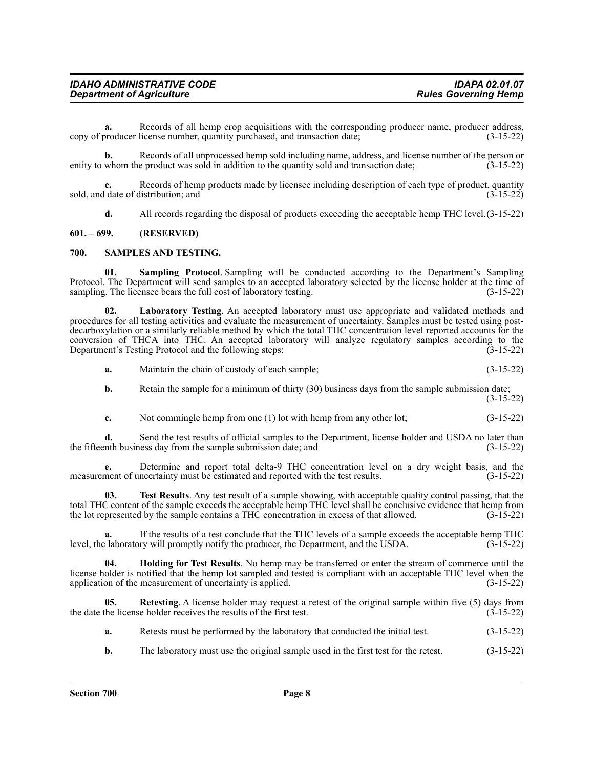**a.** Records of all hemp crop acquisitions with the corresponding producer name, producer address, copy of producer license number, quantity purchased, and transaction date; (3-15-22)

**b.** Records of all unprocessed hemp sold including name, address, and license number of the person or entity to whom the product was sold in addition to the quantity sold and transaction date; (3-15-22)

**c.** Records of hemp products made by licensee including description of each type of product, quantity sold, and date of distribution; and (3-15-22)

**d.** All records regarding the disposal of products exceeding the acceptable hemp THC level. (3-15-22)

## 601. – 699. (RESERVED)

## 700. SAMPLES AND TESTING.

**01. Sampling Protocol**. Sampling will be conducted according to the Department's Sampling Protocol. The Department will send samples to an accepted laboratory selected by the license holder at the time of sampling. The licensee bears the full cost of laboratory testing. (3-15-22)

**02. Laboratory Testing**. An accepted laboratory must use appropriate and validated methods and procedures for all testing activities and evaluate the measurement of uncertainty. Samples must be tested using post-decarboxylation or a similarly reliable method by which the total THC concentration level reported accounts for the conversion of THCA into THC. An accepted laboratory will analyze regulatory samples according to the Department's Testing Protocol and the following steps: (3-15-22)

**a.** Maintain the chain of custody of each sample; (3-15-22)

**b.** Retain the sample for a minimum of thirty (30) business days from the sample submission date; (3-15-22)

**c.** Not commingle hemp from one (1) lot with hemp from any other lot; (3-15-22)

**d.** Send the test results of official samples to the Department, license holder and USDA no later than the fifteenth business day from the sample submission date; and (3-15-22)

**e.** Determine and report total delta-9 THC concentration level on a dry weight basis, and the measurement of uncertainty must be estimated and reported with the test results. (3-15-22)

**03. Test Results**. Any test result of a sample showing, with acceptable quality control passing, that the total THC content of the sample exceeds the acceptable hemp THC level shall be conclusive evidence that hemp from the lot represented by the sample contains a THC concentration in excess of that allowed. (3-15-22)

**a.** If the results of a test conclude that the THC levels of a sample exceeds the acceptable hemp THC level, the laboratory will promptly notify the producer, the Department, and the USDA. (3-15-22)

**04. Holding for Test Results**. No hemp may be transferred or enter the stream of commerce until the license holder is notified that the hemp lot sampled and tested is compliant with an acceptable THC level when the application of the measurement of uncertainty is applied. (3-15-22)

**05. Retesting**. A license holder may request a retest of the original sample within five (5) days from the date the license holder receives the results of the first test. (3-15-22)

**a.** Retests must be performed by the laboratory that conducted the initial test. (3-15-22)

**b.** The laboratory must use the original sample used in the first test for the retest. (3-15-22)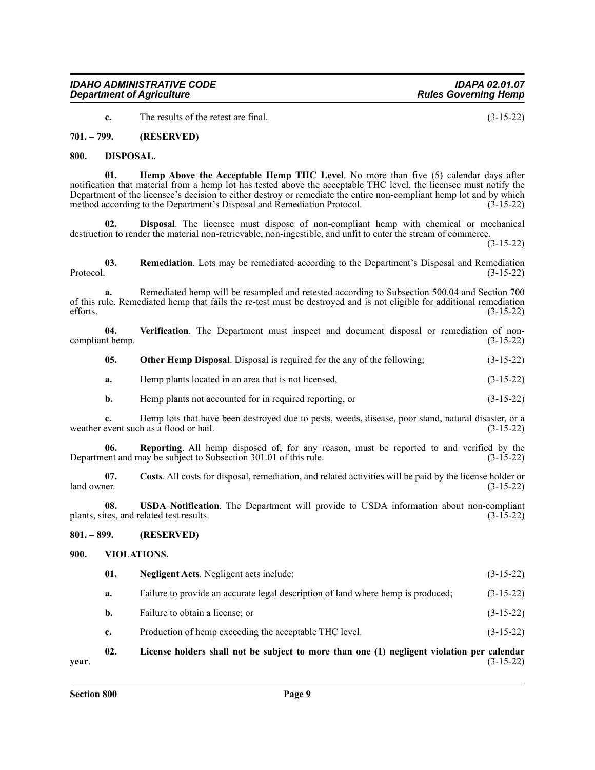**c.** The results of the retest are final. (3-15-22)

## 701. – 799. (RESERVED)

## 800. DISPOSAL.

**01. Hemp Above the Acceptable Hemp THC Level**. No more than five (5) calendar days after notification that material from a hemp lot has tested above the acceptable THC level, the licensee must notify the Department of the licensee's decision to either destroy or remediate the entire non-compliant hemp lot and by which method according to the Department's Disposal and Remediation Protocol. (3-15-22)

**02. Disposal**. The licensee must dispose of non-compliant hemp with chemical or mechanical destruction to render the material non-retrievable, non-ingestible, and unfit to enter the stream of commerce. (3-15-22)

**03. Remediation**. Lots may be remediated according to the Department's Disposal and Remediation Protocol. (3-15-22)

**a.** Remediated hemp will be resampled and retested according to Subsection 500.04 and Section 700 of this rule. Remediated hemp that fails the re-test must be destroyed and is not eligible for additional remediation efforts. (3-15-22)

**04. Verification**. The Department must inspect and document disposal or remediation of non-compliant hemp. (3-15-22)

**05. Other Hemp Disposal**. Disposal is required for the any of the following; (3-15-22)

**a.** Hemp plants located in an area that is not licensed, (3-15-22)

**b.** Hemp plants not accounted for in required reporting, or (3-15-22)

**c.** Hemp lots that have been destroyed due to pests, weeds, disease, poor stand, natural disaster, or a weather event such as a flood or hail. (3-15-22)

**06. Reporting**. All hemp disposed of, for any reason, must be reported to and verified by the Department and may be subject to Subsection 301.01 of this rule. (3-15-22)

**07. Costs**. All costs for disposal, remediation, and related activities will be paid by the license holder or land owner. (3-15-22)

**08. USDA Notification**. The Department will provide to USDA information about non-compliant plants, sites, and related test results. (3-15-22)

## 801. – 899. (RESERVED)

## 900. VIOLATIONS.

**01. Negligent Acts**. Negligent acts include: (3-15-22)

**a.** Failure to provide an accurate legal description of land where hemp is produced; (3-15-22)

**b.** Failure to obtain a license; or (3-15-22)

**c.** Production of hemp exceeding the acceptable THC level. (3-15-22)

**02. License holders shall not be subject to more than one (1) negligent violation per calendar year**. (3-15-22)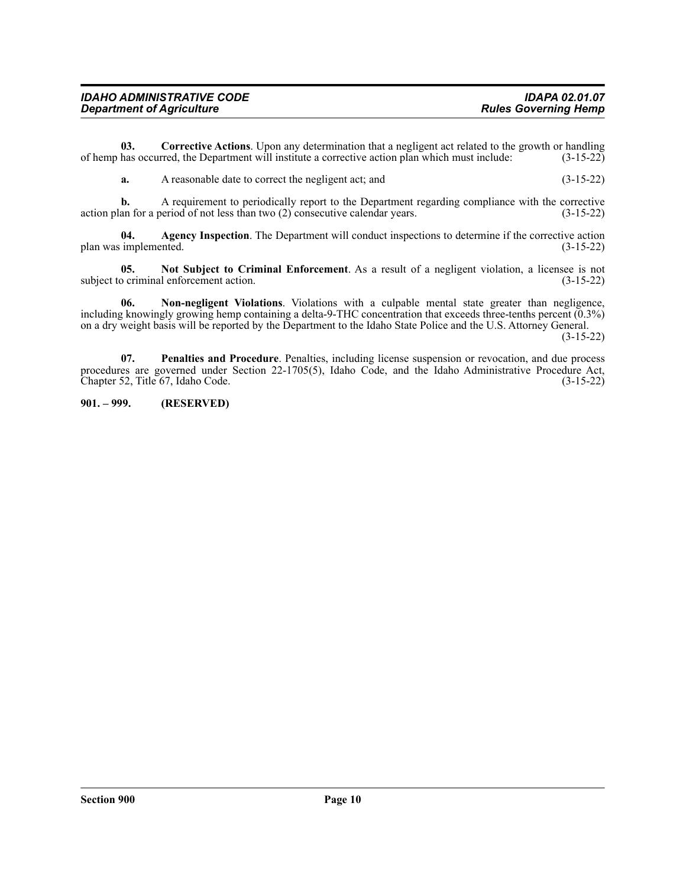**03. Corrective Actions**. Upon any determination that a negligent act related to the growth or handling of hemp has occurred, the Department will institute a corrective action plan which must include: (3-15-22)

**a.** A reasonable date to correct the negligent act; and (3-15-22)

**b.** A requirement to periodically report to the Department regarding compliance with the corrective action plan for a period of not less than two (2) consecutive calendar years. (3-15-22)

**04. Agency Inspection**. The Department will conduct inspections to determine if the corrective action plan was implemented. (3-15-22)

**05. Not Subject to Criminal Enforcement**. As a result of a negligent violation, a licensee is not subject to criminal enforcement action. (3-15-22)

**06. Non-negligent Violations**. Violations with a culpable mental state greater than negligence, including knowingly growing hemp containing a delta-9-THC concentration that exceeds three-tenths percent (0.3%) on a dry weight basis will be reported by the Department to the Idaho State Police and the U.S. Attorney General. (3-15-22)

**07. Penalties and Procedure**. Penalties, including license suspension or revocation, and due process procedures are governed under Section 22-1705(5), Idaho Code, and the Idaho Administrative Procedure Act, Chapter 52, Title 67, Idaho Code. (3-15-22)

**901. – 999. (RESERVED)**